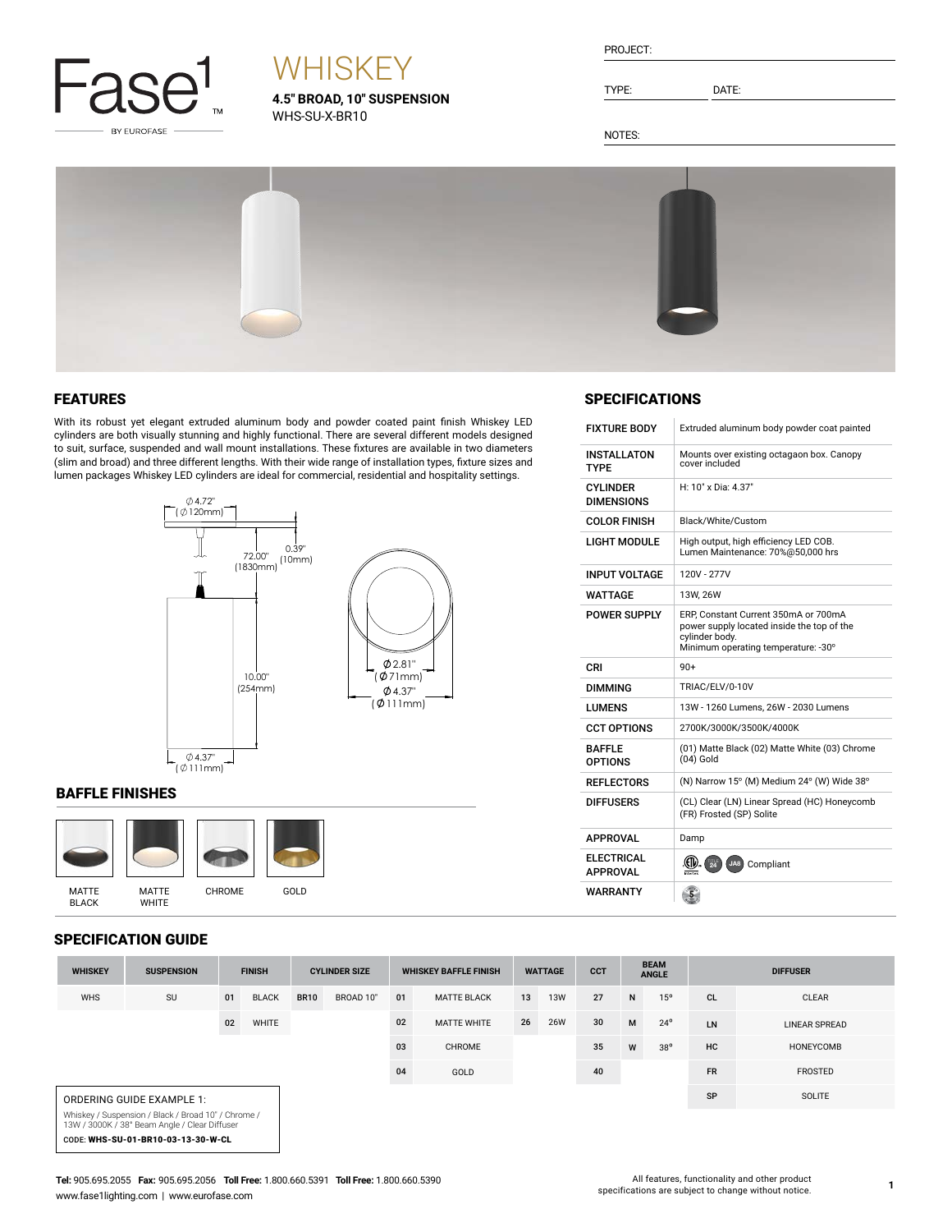Fase1 BY EUROFASE

# WHISKEY

**4.5" BROAD, 10" SUSPENSION**
WHS-SU-X-BR10

PROJECT:

TYPE: DATE:

NOTES:

## FEATURES

With its robust yet elegant extruded aluminum body and powder coated paint finish Whiskey LED cylinders are both visually stunning and highly functional. There are several different models designed to suit, surface, suspended and wall mount installations. These fixtures are available in two diameters (slim and broad) and three different lengths. With their wide range of installation types, fixture sizes and lumen packages Whiskey LED cylinders are ideal for commercial, residential and hospitality settings.

Ø4.72" (Ø120mm)
0.39" (10mm)
72.00" (1830mm)
10.00" (254mm)
Ø4.37" (Ø111mm)
Ø2.81" (Ø71mm)
Ø4.37" (Ø111mm)

## BAFFLE FINISHES

MATTE BLACK | MATTE WHITE | CHROME | GOLD

## SPECIFICATIONS

| | |
|---|---|
| FIXTURE BODY | Extruded aluminum body powder coat painted |
| INSTALLATON TYPE | Mounts over existing octagaon box. Canopy cover included |
| CYLINDER DIMENSIONS | H: 10" x Dia: 4.37" |
| COLOR FINISH | Black/White/Custom |
| LIGHT MODULE | High output, high efficiency LED COB. Lumen Maintenance: 70%@50,000 hrs |
| INPUT VOLTAGE | 120V - 277V |
| WATTAGE | 13W, 26W |
| POWER SUPPLY | ERP, Constant Current 350mA or 700mA power supply located inside the top of the cylinder body. Minimum operating temperature: -30° |
| CRI | 90+ |
| DIMMING | TRIAC/ELV/0-10V |
| LUMENS | 13W - 1260 Lumens, 26W - 2030 Lumens |
| CCT OPTIONS | 2700K/3000K/3500K/4000K |
| BAFFLE OPTIONS | (01) Matte Black (02) Matte White (03) Chrome (04) Gold |
| REFLECTORS | (N) Narrow 15° (M) Medium 24° (W) Wide 38° |
| DIFFUSERS | (CL) Clear (LN) Linear Spread (HC) Honeycomb (FR) Frosted (SP) Solite |
| APPROVAL | Damp |
| ELECTRICAL APPROVAL | Compliant |
| WARRANTY | |

## SPECIFICATION GUIDE

| WHISKEY | SUSPENSION | FINISH | | CYLINDER SIZE | | WHISKEY BAFFLE FINISH | | WATTAGE | | CCT | BEAM ANGLE | | DIFFUSER | |
|---|---|---|---|---|---|---|---|---|---|---|---|---|---|---|
| WHS | SU | 01 | BLACK | BR10 | BROAD 10" | 01 | MATTE BLACK | 13 | 13W | 27 | N | 15° | CL | CLEAR |
| | | 02 | WHITE | | | 02 | MATTE WHITE | 26 | 26W | 30 | M | 24° | LN | LINEAR SPREAD |
| | | | | | | 03 | CHROME | | | 35 | W | 38° | HC | HONEYCOMB |
| | | | | | | 04 | GOLD | | | 40 | | | FR | FROSTED |
| | | | | | | | | | | | | | SP | SOLITE |

ORDERING GUIDE EXAMPLE 1:

Whiskey / Suspension / Black / Broad 10" / Chrome / 13W / 3000K / 38° Beam Angle / Clear Diffuser

CODE: **WHS-SU-01-BR10-03-13-30-W-CL**

**Tel:** 905.695.2055 **Fax:** 905.695.2056 **Toll Free:** 1.800.660.5391 **Toll Free:** 1.800.660.5390
www.fase1lighting.com | www.eurofase.com

All features, functionality and other product specifications are subject to change without notice.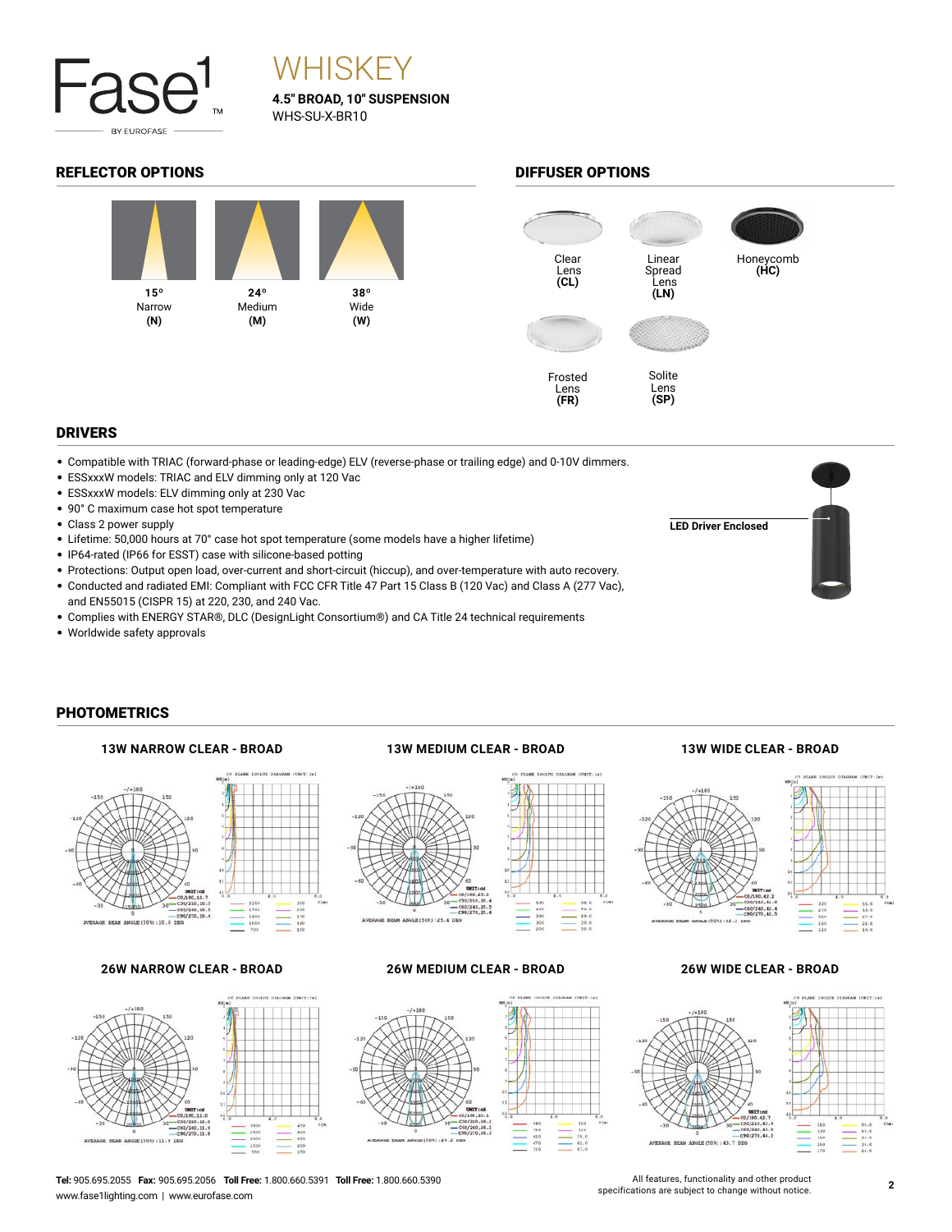# WHISKEY

**4.5" BROAD, 10" SUSPENSION**
WHS-SU-X-BR10

## REFLECTOR OPTIONS

**15°**
Narrow
**(N)**

**24°**
Medium
**(M)**

**38°**
Wide
**(W)**

## DIFFUSER OPTIONS

Clear Lens **(CL)**

Linear Spread Lens **(LN)**

Honeycomb **(HC)**

Frosted Lens **(FR)**

Solite Lens **(SP)**

## DRIVERS

- Compatible with TRIAC (forward-phase or leading-edge) ELV (reverse-phase or trailing edge) and 0-10V dimmers.
- ESSxxxW models: TRIAC and ELV dimming only at 120 Vac
- ESSxxxW models: ELV dimming only at 230 Vac
- 90° C maximum case hot spot temperature
- Class 2 power supply
- Lifetime: 50,000 hours at 70° case hot spot temperature (some models have a higher lifetime)
- IP64-rated (IP66 for ESST) case with silicone-based potting
- Protections: Output open load, over-current and short-circuit (hiccup), and over-temperature with auto recovery.
- Conducted and radiated EMI: Compliant with FCC CFR Title 47 Part 15 Class B (120 Vac) and Class A (277 Vac), and EN55015 (CISPR 15) at 220, 230, and 240 Vac.
- Complies with ENERGY STAR®, DLC (DesignLight Consortium®) and CA Title 24 technical requirements
- Worldwide safety approvals

**LED Driver Enclosed**

## PHOTOMETRICS

### 13W NARROW CLEAR - BROAD

AVERAGE BEAM ANGLE(50%):10.6 DEG

### 13W MEDIUM CLEAR - BROAD

AVERAGE BEAM ANGLE(50%):25.4 DEG

### 13W WIDE CLEAR - BROAD

AVERAGE BEAM ANGLE(50%):42.2 DEG

### 26W NARROW CLEAR - BROAD

AVERAGE BEAM ANGLE(50%):11.9 DEG

### 26W MEDIUM CLEAR - BROAD

AVERAGE BEAM ANGLE(50%):26.2 DEG

### 26W WIDE CLEAR - BROAD

AVERAGE BEAM ANGLE(50%):43.7 DEG

**Tel:** 905.695.2055 **Fax:** 905.695.2056 **Toll Free:** 1.800.660.5391 **Toll Free:** 1.800.660.5390
www.fase1lighting.com | www.eurofase.com

All features, functionality and other product specifications are subject to change without notice.